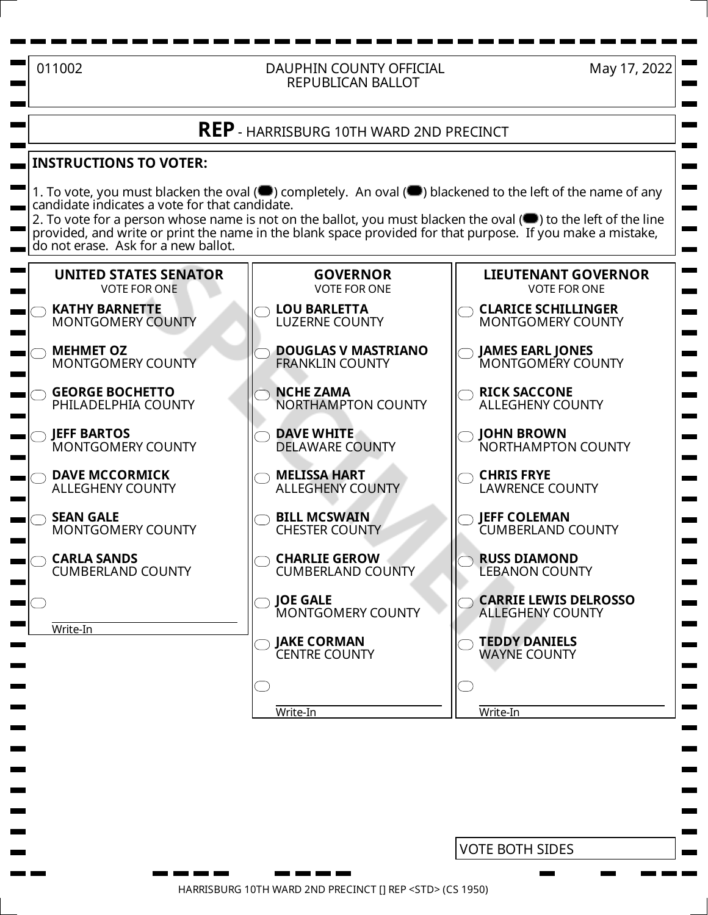011002

DAUPHIN COUNTY OFFICIAL
REPUBLICAN BALLOT

May 17, 2022

# REP - HARRISBURG 10TH WARD 2ND PRECINCT

**INSTRUCTIONS TO VOTER:**

1. To vote, you must blacken the oval (⬬) completely. An oval (⬬) blackened to the left of the name of any candidate indicates a vote for that candidate.
2. To vote for a person whose name is not on the ballot, you must blacken the oval (⬬) to the left of the line provided, and write or print the name in the blank space provided for that purpose. If you make a mistake, do not erase. Ask for a new ballot.

## UNITED STATES SENATOR
VOTE FOR ONE

- **KATHY BARNETTE** MONTGOMERY COUNTY
- **MEHMET OZ** MONTGOMERY COUNTY
- **GEORGE BOCHETTO** PHILADELPHIA COUNTY
- **JEFF BARTOS** MONTGOMERY COUNTY
- **DAVE MCCORMICK** ALLEGHENY COUNTY
- **SEAN GALE** MONTGOMERY COUNTY
- **CARLA SANDS** CUMBERLAND COUNTY
- Write-In

## GOVERNOR
VOTE FOR ONE

- **LOU BARLETTA** LUZERNE COUNTY
- **DOUGLAS V MASTRIANO** FRANKLIN COUNTY
- **NCHE ZAMA** NORTHAMPTON COUNTY
- **DAVE WHITE** DELAWARE COUNTY
- **MELISSA HART** ALLEGHENY COUNTY
- **BILL MCSWAIN** CHESTER COUNTY
- **CHARLIE GEROW** CUMBERLAND COUNTY
- **JOE GALE** MONTGOMERY COUNTY
- **JAKE CORMAN** CENTRE COUNTY
- Write-In

## LIEUTENANT GOVERNOR
VOTE FOR ONE

- **CLARICE SCHILLINGER** MONTGOMERY COUNTY
- **JAMES EARL JONES** MONTGOMERY COUNTY
- **RICK SACCONE** ALLEGHENY COUNTY
- **JOHN BROWN** NORTHAMPTON COUNTY
- **CHRIS FRYE** LAWRENCE COUNTY
- **JEFF COLEMAN** CUMBERLAND COUNTY
- **RUSS DIAMOND** LEBANON COUNTY
- **CARRIE LEWIS DELROSSO** ALLEGHENY COUNTY
- **TEDDY DANIELS** WAYNE COUNTY
- Write-In

VOTE BOTH SIDES

HARRISBURG 10TH WARD 2ND PRECINCT [] REP <STD> (CS 1950)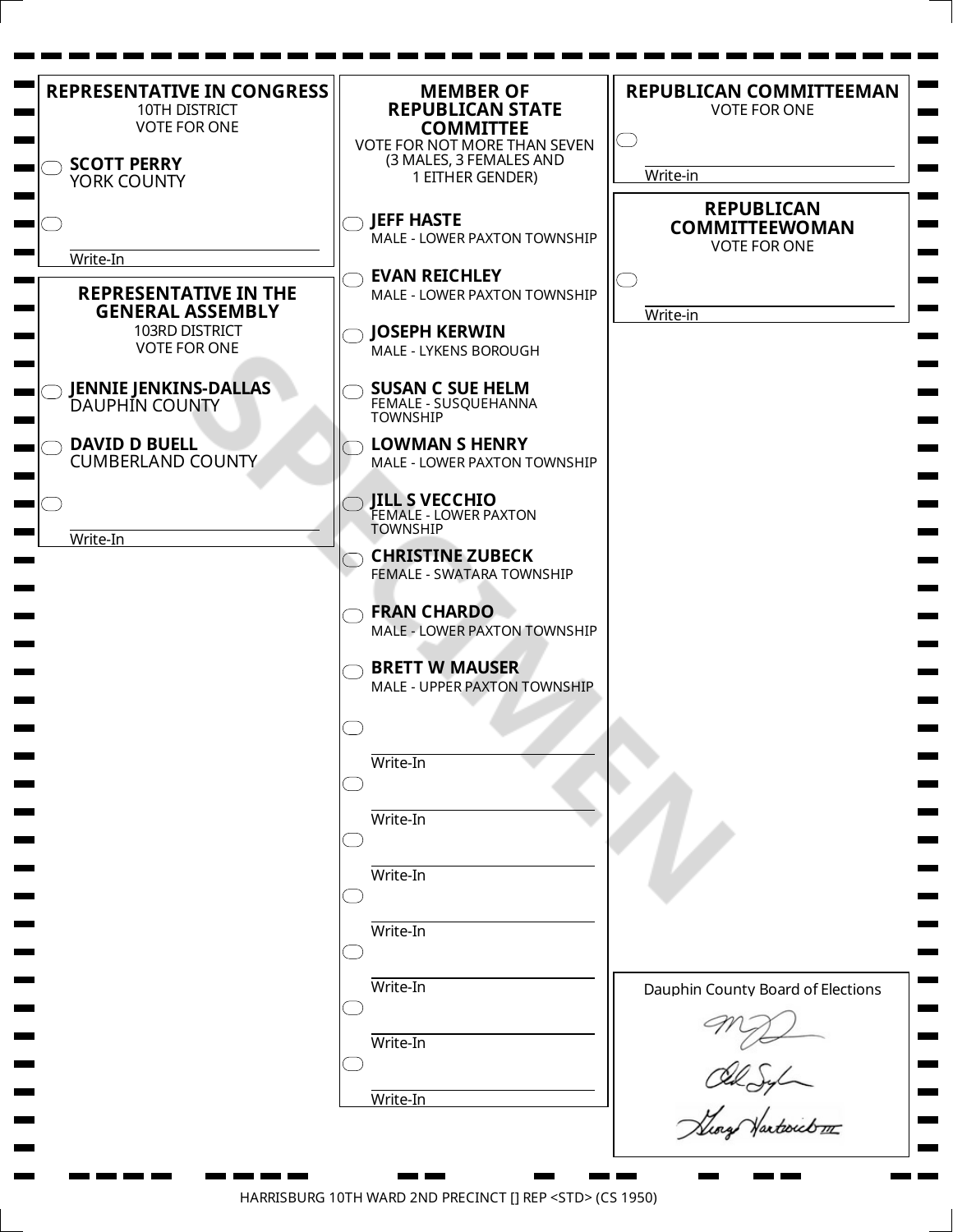## REPRESENTATIVE IN CONGRESS

10TH DISTRICT
VOTE FOR ONE

- **SCOTT PERRY**
  YORK COUNTY
- Write-In

## REPRESENTATIVE IN THE GENERAL ASSEMBLY

103RD DISTRICT
VOTE FOR ONE

- **JENNIE JENKINS-DALLAS**
  DAUPHIN COUNTY
- **DAVID D BUELL**
  CUMBERLAND COUNTY
- Write-In

## MEMBER OF REPUBLICAN STATE COMMITTEE

VOTE FOR NOT MORE THAN SEVEN
(3 MALES, 3 FEMALES AND
1 EITHER GENDER)

- **JEFF HASTE**
  MALE - LOWER PAXTON TOWNSHIP
- **EVAN REICHLEY**
  MALE - LOWER PAXTON TOWNSHIP
- **JOSEPH KERWIN**
  MALE - LYKENS BOROUGH
- **SUSAN C SUE HELM**
  FEMALE - SUSQUEHANNA TOWNSHIP
- **LOWMAN S HENRY**
  MALE - LOWER PAXTON TOWNSHIP
- **JILL S VECCHIO**
  FEMALE - LOWER PAXTON TOWNSHIP
- **CHRISTINE ZUBECK**
  FEMALE - SWATARA TOWNSHIP
- **FRAN CHARDO**
  MALE - LOWER PAXTON TOWNSHIP
- **BRETT W MAUSER**
  MALE - UPPER PAXTON TOWNSHIP
- Write-In
- Write-In
- Write-In
- Write-In
- Write-In
- Write-In
- Write-In

## REPUBLICAN COMMITTEEMAN

VOTE FOR ONE

- Write-in

## REPUBLICAN COMMITTEEWOMAN

VOTE FOR ONE

- Write-in

SPECIMEN

Dauphin County Board of Elections

HARRISBURG 10TH WARD 2ND PRECINCT [] REP <STD> (CS 1950)